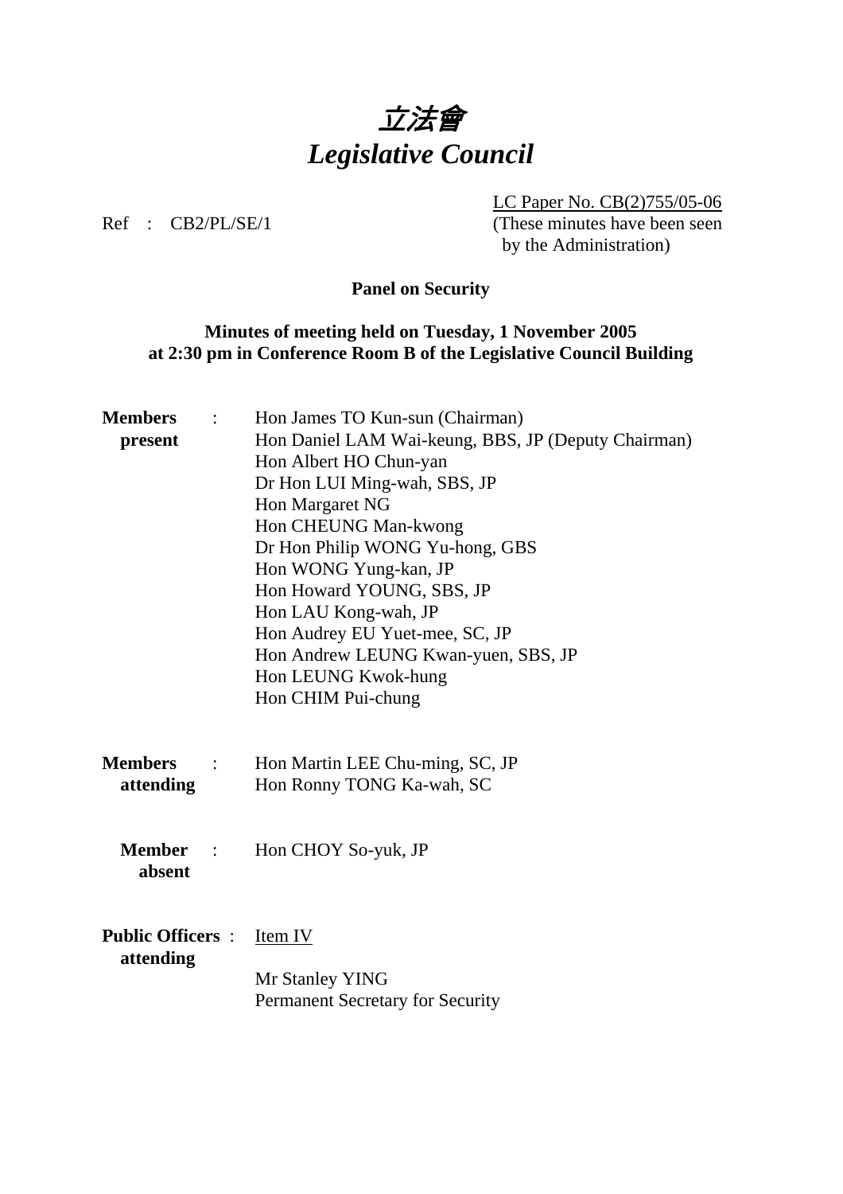# *立法會*
# *Legislative Council*

LC Paper No. CB(2)755/05-06
(These minutes have been seen by the Administration)

Ref : CB2/PL/SE/1

**Panel on Security**

**Minutes of meeting held on Tuesday, 1 November 2005 at 2:30 pm in Conference Room B of the Legislative Council Building**

**Members present** :
Hon James TO Kun-sun (Chairman)
Hon Daniel LAM Wai-keung, BBS, JP (Deputy Chairman)
Hon Albert HO Chun-yan
Dr Hon LUI Ming-wah, SBS, JP
Hon Margaret NG
Hon CHEUNG Man-kwong
Dr Hon Philip WONG Yu-hong, GBS
Hon WONG Yung-kan, JP
Hon Howard YOUNG, SBS, JP
Hon LAU Kong-wah, JP
Hon Audrey EU Yuet-mee, SC, JP
Hon Andrew LEUNG Kwan-yuen, SBS, JP
Hon LEUNG Kwok-hung
Hon CHIM Pui-chung

**Members attending** :
Hon Martin LEE Chu-ming, SC, JP
Hon Ronny TONG Ka-wah, SC

**Member absent** :
Hon CHOY So-yuk, JP

**Public Officers attending** :
Item IV

Mr Stanley YING
Permanent Secretary for Security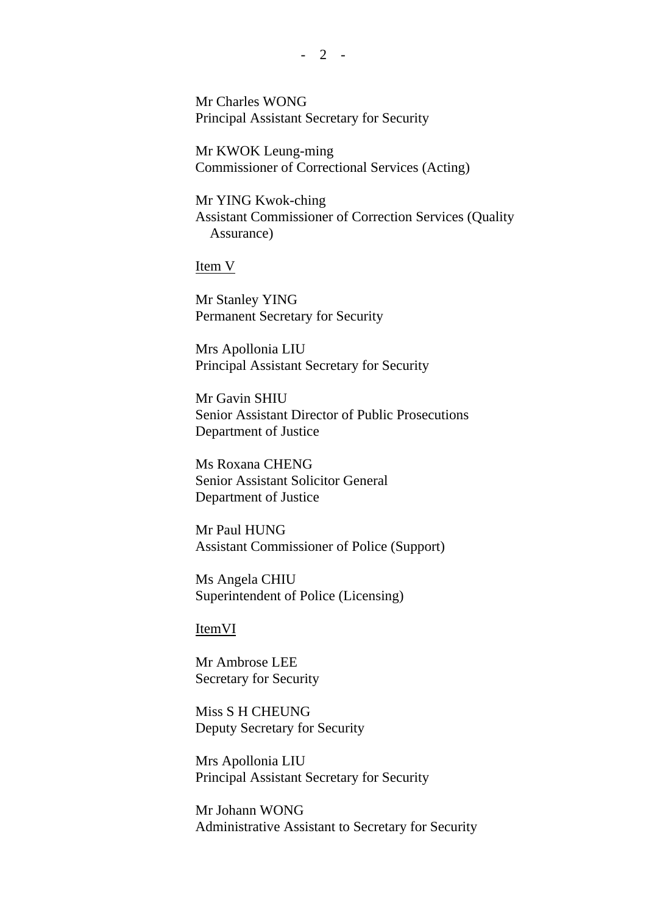Mr Charles WONG
Principal Assistant Secretary for Security

Mr KWOK Leung-ming
Commissioner of Correctional Services (Acting)

Mr YING Kwok-ching
Assistant Commissioner of Correction Services (Quality Assurance)

<u>Item V</u>

Mr Stanley YING
Permanent Secretary for Security

Mrs Apollonia LIU
Principal Assistant Secretary for Security

Mr Gavin SHIU
Senior Assistant Director of Public Prosecutions
Department of Justice

Ms Roxana CHENG
Senior Assistant Solicitor General
Department of Justice

Mr Paul HUNG
Assistant Commissioner of Police (Support)

Ms Angela CHIU
Superintendent of Police (Licensing)

<u>ItemVI</u>

Mr Ambrose LEE
Secretary for Security

Miss S H CHEUNG
Deputy Secretary for Security

Mrs Apollonia LIU
Principal Assistant Secretary for Security

Mr Johann WONG
Administrative Assistant to Secretary for Security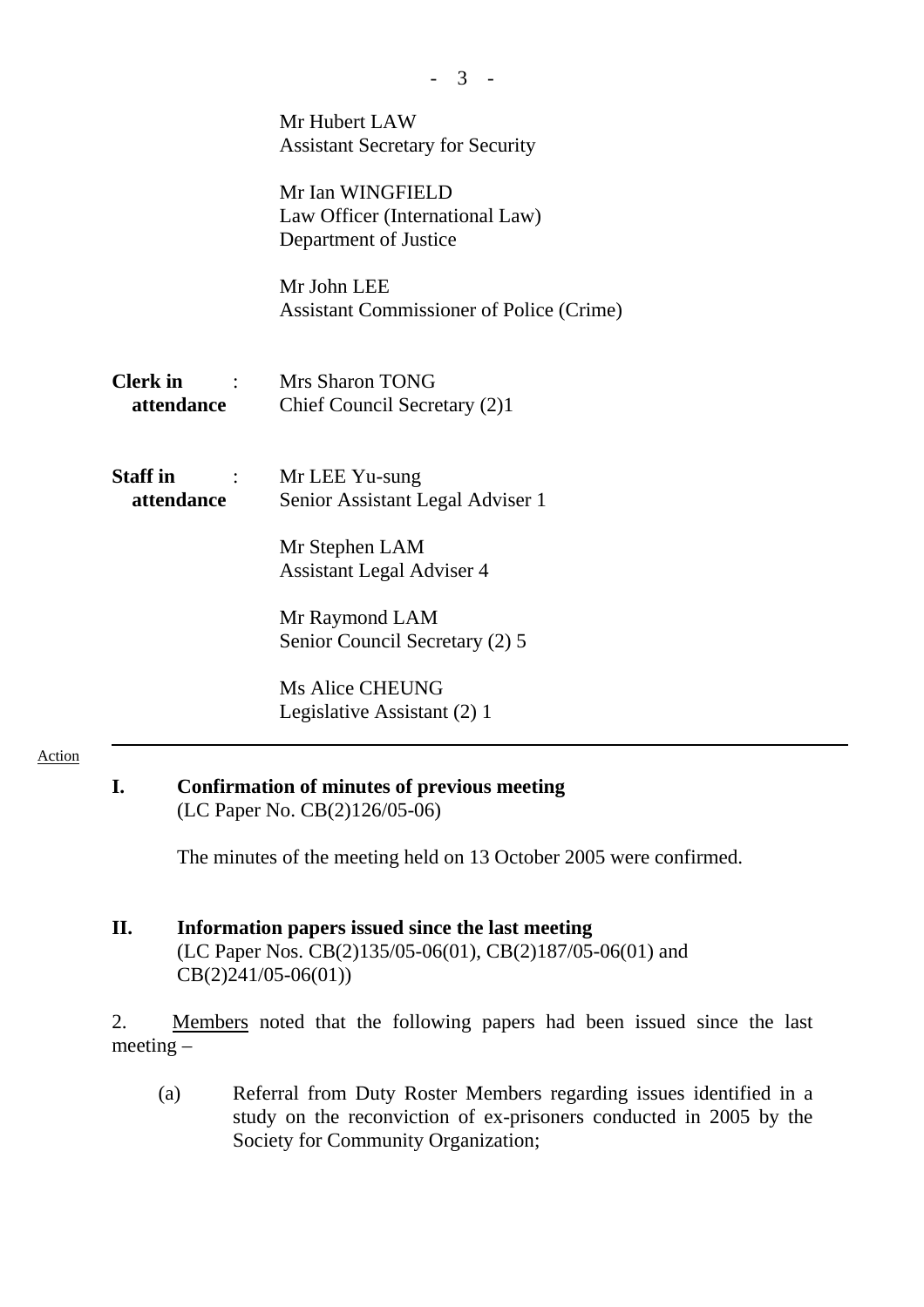Mr Hubert LAW
Assistant Secretary for Security

Mr Ian WINGFIELD
Law Officer (International Law)
Department of Justice

Mr John LEE
Assistant Commissioner of Police (Crime)

**Clerk in attendance** : Mrs Sharon TONG
Chief Council Secretary (2)1

**Staff in attendance** : Mr LEE Yu-sung
Senior Assistant Legal Adviser 1

Mr Stephen LAM
Assistant Legal Adviser 4

Mr Raymond LAM
Senior Council Secretary (2) 5

Ms Alice CHEUNG
Legislative Assistant (2) 1

---

Action

**I. Confirmation of minutes of previous meeting**
(LC Paper No. CB(2)126/05-06)

The minutes of the meeting held on 13 October 2005 were confirmed.

**II. Information papers issued since the last meeting**
(LC Paper Nos. CB(2)135/05-06(01), CB(2)187/05-06(01) and CB(2)241/05-06(01))

2. Members noted that the following papers had been issued since the last meeting –

(a) Referral from Duty Roster Members regarding issues identified in a study on the reconviction of ex-prisoners conducted in 2005 by the Society for Community Organization;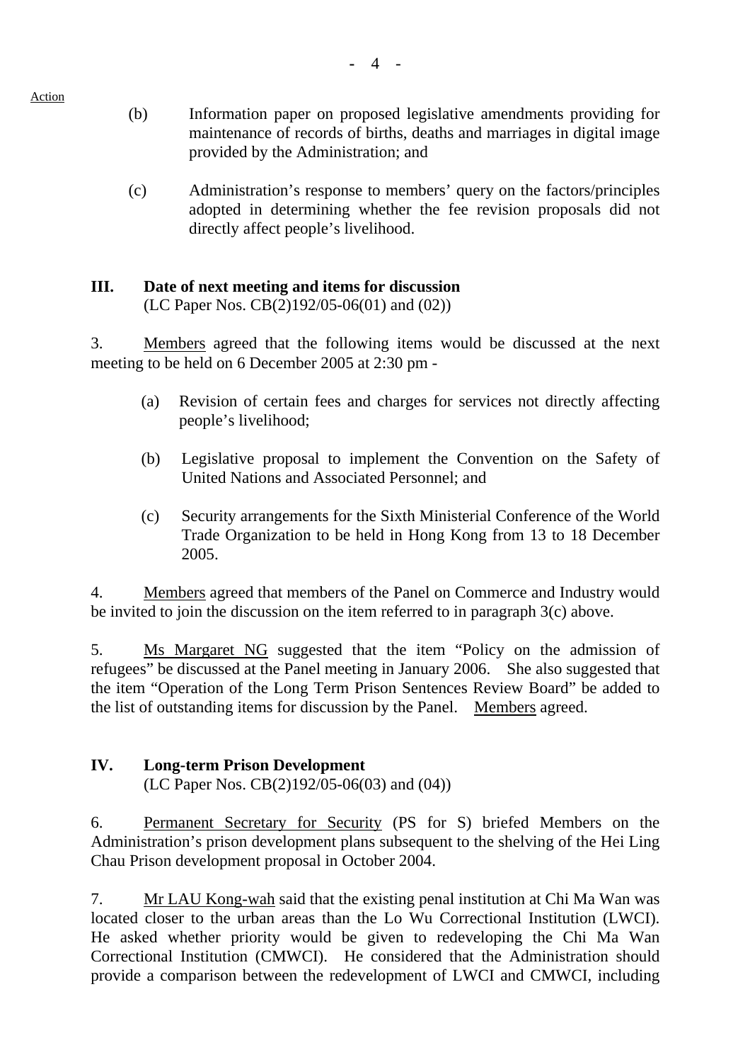Action

(b) Information paper on proposed legislative amendments providing for maintenance of records of births, deaths and marriages in digital image provided by the Administration; and

(c) Administration's response to members' query on the factors/principles adopted in determining whether the fee revision proposals did not directly affect people's livelihood.

## III. Date of next meeting and items for discussion

(LC Paper Nos. CB(2)192/05-06(01) and (02))

3. Members agreed that the following items would be discussed at the next meeting to be held on 6 December 2005 at 2:30 pm -

(a) Revision of certain fees and charges for services not directly affecting people's livelihood;

(b) Legislative proposal to implement the Convention on the Safety of United Nations and Associated Personnel; and

(c) Security arrangements for the Sixth Ministerial Conference of the World Trade Organization to be held in Hong Kong from 13 to 18 December 2005.

4. Members agreed that members of the Panel on Commerce and Industry would be invited to join the discussion on the item referred to in paragraph 3(c) above.

5. Ms Margaret NG suggested that the item "Policy on the admission of refugees" be discussed at the Panel meeting in January 2006. She also suggested that the item "Operation of the Long Term Prison Sentences Review Board" be added to the list of outstanding items for discussion by the Panel. Members agreed.

## IV. Long-term Prison Development

(LC Paper Nos. CB(2)192/05-06(03) and (04))

6. Permanent Secretary for Security (PS for S) briefed Members on the Administration's prison development plans subsequent to the shelving of the Hei Ling Chau Prison development proposal in October 2004.

7. Mr LAU Kong-wah said that the existing penal institution at Chi Ma Wan was located closer to the urban areas than the Lo Wu Correctional Institution (LWCI). He asked whether priority would be given to redeveloping the Chi Ma Wan Correctional Institution (CMWCI). He considered that the Administration should provide a comparison between the redevelopment of LWCI and CMWCI, including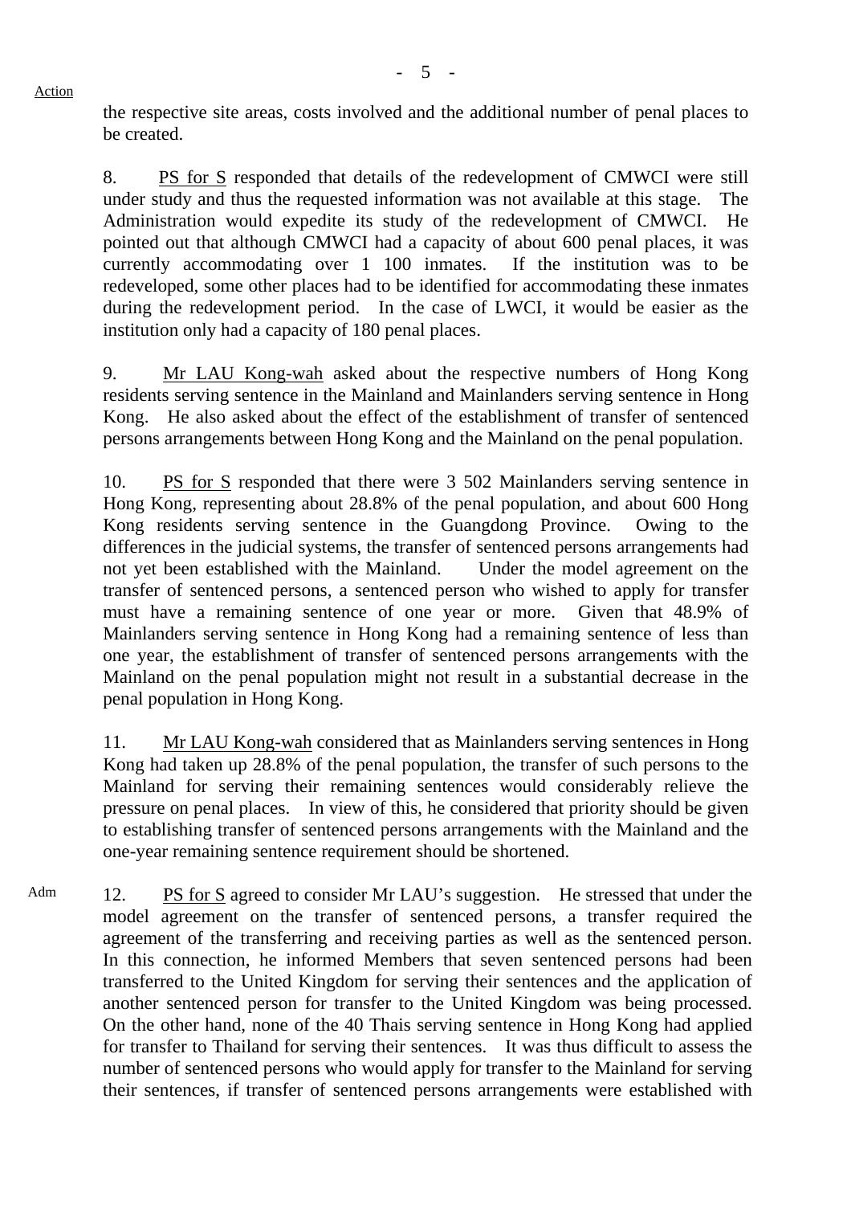the respective site areas, costs involved and the additional number of penal places to be created.

8. PS for S responded that details of the redevelopment of CMWCI were still under study and thus the requested information was not available at this stage. The Administration would expedite its study of the redevelopment of CMWCI. He pointed out that although CMWCI had a capacity of about 600 penal places, it was currently accommodating over 1 100 inmates. If the institution was to be redeveloped, some other places had to be identified for accommodating these inmates during the redevelopment period. In the case of LWCI, it would be easier as the institution only had a capacity of 180 penal places.

9. Mr LAU Kong-wah asked about the respective numbers of Hong Kong residents serving sentence in the Mainland and Mainlanders serving sentence in Hong Kong. He also asked about the effect of the establishment of transfer of sentenced persons arrangements between Hong Kong and the Mainland on the penal population.

10. PS for S responded that there were 3 502 Mainlanders serving sentence in Hong Kong, representing about 28.8% of the penal population, and about 600 Hong Kong residents serving sentence in the Guangdong Province. Owing to the differences in the judicial systems, the transfer of sentenced persons arrangements had not yet been established with the Mainland. Under the model agreement on the transfer of sentenced persons, a sentenced person who wished to apply for transfer must have a remaining sentence of one year or more. Given that 48.9% of Mainlanders serving sentence in Hong Kong had a remaining sentence of less than one year, the establishment of transfer of sentenced persons arrangements with the Mainland on the penal population might not result in a substantial decrease in the penal population in Hong Kong.

11. Mr LAU Kong-wah considered that as Mainlanders serving sentences in Hong Kong had taken up 28.8% of the penal population, the transfer of such persons to the Mainland for serving their remaining sentences would considerably relieve the pressure on penal places. In view of this, he considered that priority should be given to establishing transfer of sentenced persons arrangements with the Mainland and the one-year remaining sentence requirement should be shortened.

Adm

12. PS for S agreed to consider Mr LAU's suggestion. He stressed that under the model agreement on the transfer of sentenced persons, a transfer required the agreement of the transferring and receiving parties as well as the sentenced person. In this connection, he informed Members that seven sentenced persons had been transferred to the United Kingdom for serving their sentences and the application of another sentenced person for transfer to the United Kingdom was being processed. On the other hand, none of the 40 Thais serving sentence in Hong Kong had applied for transfer to Thailand for serving their sentences. It was thus difficult to assess the number of sentenced persons who would apply for transfer to the Mainland for serving their sentences, if transfer of sentenced persons arrangements were established with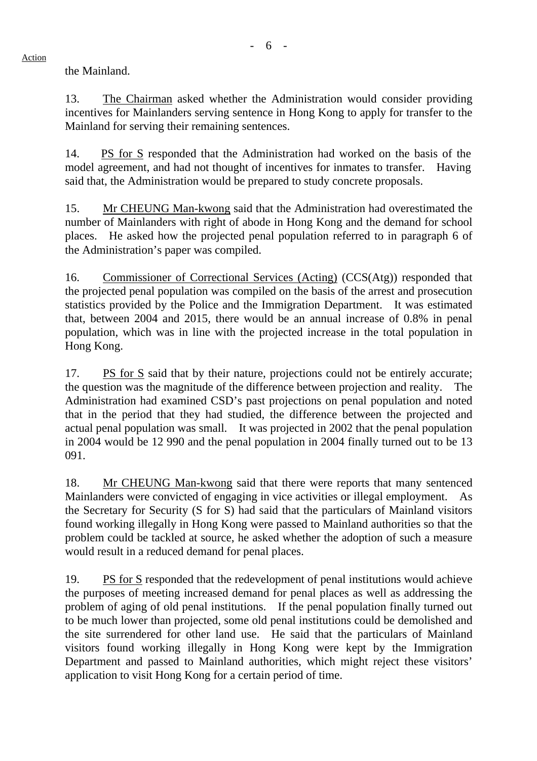the Mainland.

13. The Chairman asked whether the Administration would consider providing incentives for Mainlanders serving sentence in Hong Kong to apply for transfer to the Mainland for serving their remaining sentences.

14. PS for S responded that the Administration had worked on the basis of the model agreement, and had not thought of incentives for inmates to transfer. Having said that, the Administration would be prepared to study concrete proposals.

15. Mr CHEUNG Man-kwong said that the Administration had overestimated the number of Mainlanders with right of abode in Hong Kong and the demand for school places. He asked how the projected penal population referred to in paragraph 6 of the Administration's paper was compiled.

16. Commissioner of Correctional Services (Acting) (CCS(Atg)) responded that the projected penal population was compiled on the basis of the arrest and prosecution statistics provided by the Police and the Immigration Department. It was estimated that, between 2004 and 2015, there would be an annual increase of 0.8% in penal population, which was in line with the projected increase in the total population in Hong Kong.

17. PS for S said that by their nature, projections could not be entirely accurate; the question was the magnitude of the difference between projection and reality. The Administration had examined CSD's past projections on penal population and noted that in the period that they had studied, the difference between the projected and actual penal population was small. It was projected in 2002 that the penal population in 2004 would be 12 990 and the penal population in 2004 finally turned out to be 13 091.

18. Mr CHEUNG Man-kwong said that there were reports that many sentenced Mainlanders were convicted of engaging in vice activities or illegal employment. As the Secretary for Security (S for S) had said that the particulars of Mainland visitors found working illegally in Hong Kong were passed to Mainland authorities so that the problem could be tackled at source, he asked whether the adoption of such a measure would result in a reduced demand for penal places.

19. PS for S responded that the redevelopment of penal institutions would achieve the purposes of meeting increased demand for penal places as well as addressing the problem of aging of old penal institutions. If the penal population finally turned out to be much lower than projected, some old penal institutions could be demolished and the site surrendered for other land use. He said that the particulars of Mainland visitors found working illegally in Hong Kong were kept by the Immigration Department and passed to Mainland authorities, which might reject these visitors' application to visit Hong Kong for a certain period of time.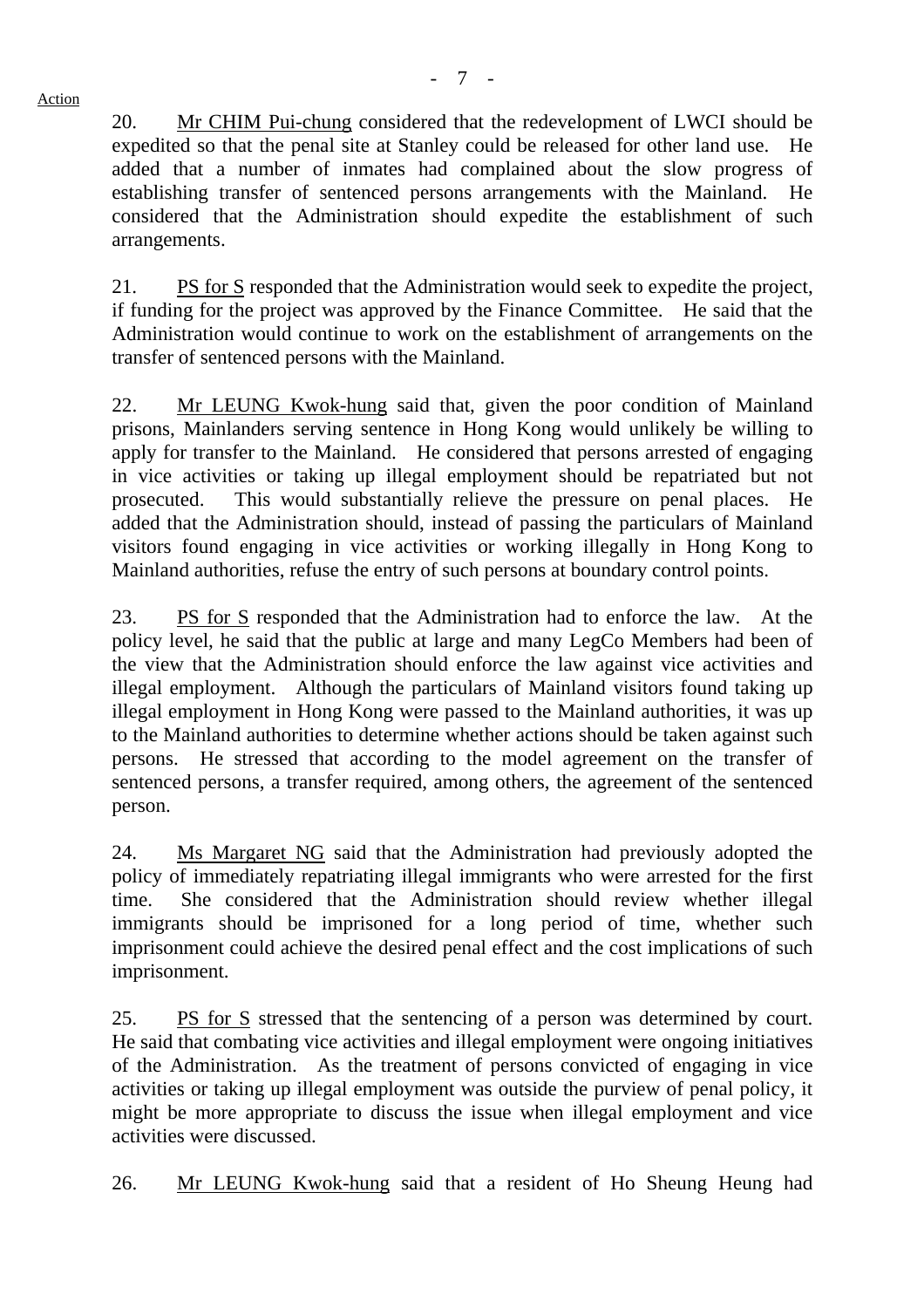Action

20. Mr CHIM Pui-chung considered that the redevelopment of LWCI should be expedited so that the penal site at Stanley could be released for other land use. He added that a number of inmates had complained about the slow progress of establishing transfer of sentenced persons arrangements with the Mainland. He considered that the Administration should expedite the establishment of such arrangements.

21. PS for S responded that the Administration would seek to expedite the project, if funding for the project was approved by the Finance Committee. He said that the Administration would continue to work on the establishment of arrangements on the transfer of sentenced persons with the Mainland.

22. Mr LEUNG Kwok-hung said that, given the poor condition of Mainland prisons, Mainlanders serving sentence in Hong Kong would unlikely be willing to apply for transfer to the Mainland. He considered that persons arrested of engaging in vice activities or taking up illegal employment should be repatriated but not prosecuted. This would substantially relieve the pressure on penal places. He added that the Administration should, instead of passing the particulars of Mainland visitors found engaging in vice activities or working illegally in Hong Kong to Mainland authorities, refuse the entry of such persons at boundary control points.

23. PS for S responded that the Administration had to enforce the law. At the policy level, he said that the public at large and many LegCo Members had been of the view that the Administration should enforce the law against vice activities and illegal employment. Although the particulars of Mainland visitors found taking up illegal employment in Hong Kong were passed to the Mainland authorities, it was up to the Mainland authorities to determine whether actions should be taken against such persons. He stressed that according to the model agreement on the transfer of sentenced persons, a transfer required, among others, the agreement of the sentenced person.

24. Ms Margaret NG said that the Administration had previously adopted the policy of immediately repatriating illegal immigrants who were arrested for the first time. She considered that the Administration should review whether illegal immigrants should be imprisoned for a long period of time, whether such imprisonment could achieve the desired penal effect and the cost implications of such imprisonment.

25. PS for S stressed that the sentencing of a person was determined by court. He said that combating vice activities and illegal employment were ongoing initiatives of the Administration. As the treatment of persons convicted of engaging in vice activities or taking up illegal employment was outside the purview of penal policy, it might be more appropriate to discuss the issue when illegal employment and vice activities were discussed.

26. Mr LEUNG Kwok-hung said that a resident of Ho Sheung Heung had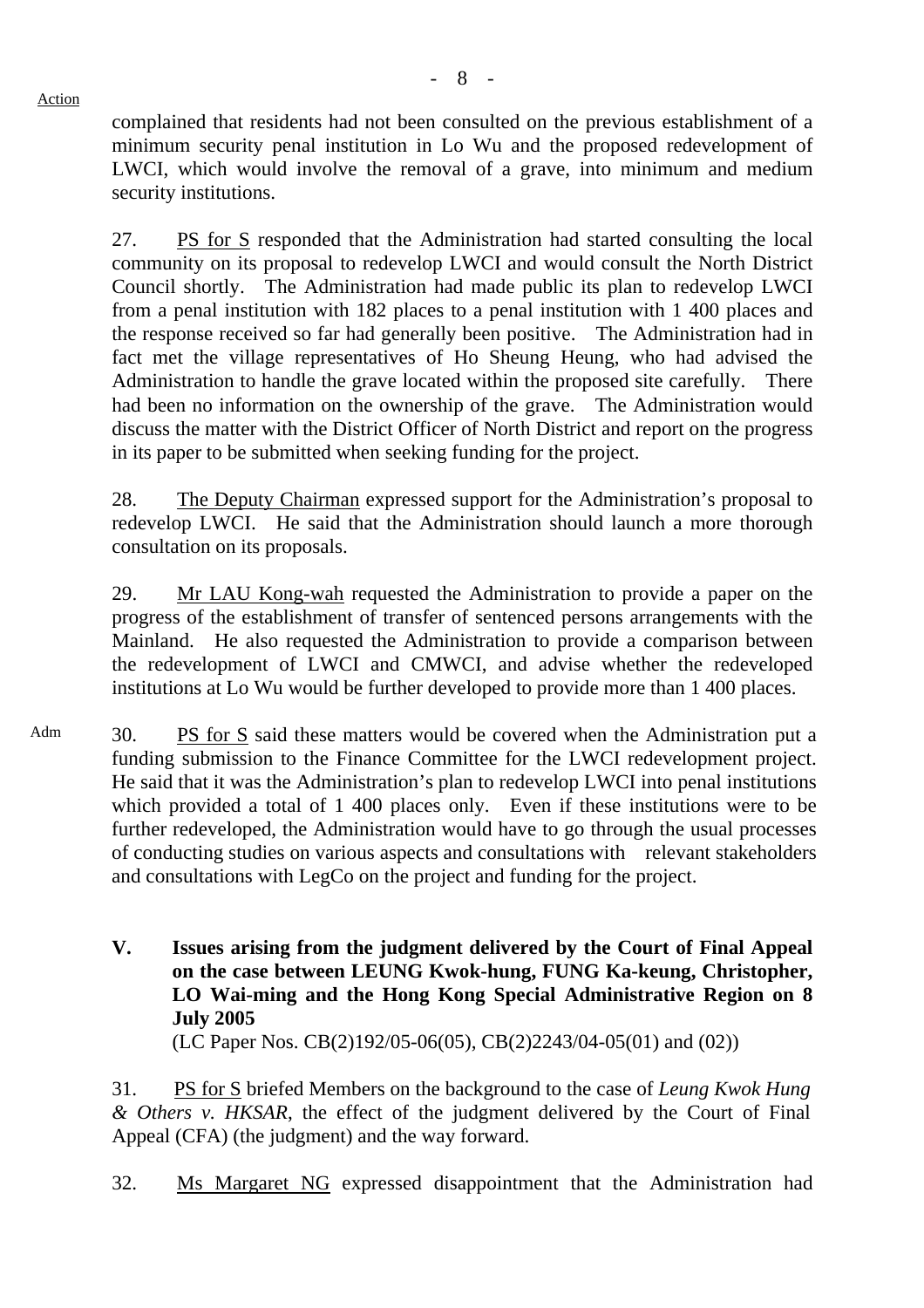complained that residents had not been consulted on the previous establishment of a minimum security penal institution in Lo Wu and the proposed redevelopment of LWCI, which would involve the removal of a grave, into minimum and medium security institutions.

27. PS for S responded that the Administration had started consulting the local community on its proposal to redevelop LWCI and would consult the North District Council shortly. The Administration had made public its plan to redevelop LWCI from a penal institution with 182 places to a penal institution with 1 400 places and the response received so far had generally been positive. The Administration had in fact met the village representatives of Ho Sheung Heung, who had advised the Administration to handle the grave located within the proposed site carefully. There had been no information on the ownership of the grave. The Administration would discuss the matter with the District Officer of North District and report on the progress in its paper to be submitted when seeking funding for the project.

28. The Deputy Chairman expressed support for the Administration's proposal to redevelop LWCI. He said that the Administration should launch a more thorough consultation on its proposals.

29. Mr LAU Kong-wah requested the Administration to provide a paper on the progress of the establishment of transfer of sentenced persons arrangements with the Mainland. He also requested the Administration to provide a comparison between the redevelopment of LWCI and CMWCI, and advise whether the redeveloped institutions at Lo Wu would be further developed to provide more than 1 400 places.

Adm

30. PS for S said these matters would be covered when the Administration put a funding submission to the Finance Committee for the LWCI redevelopment project. He said that it was the Administration's plan to redevelop LWCI into penal institutions which provided a total of 1 400 places only. Even if these institutions were to be further redeveloped, the Administration would have to go through the usual processes of conducting studies on various aspects and consultations with relevant stakeholders and consultations with LegCo on the project and funding for the project.

**V. Issues arising from the judgment delivered by the Court of Final Appeal on the case between LEUNG Kwok-hung, FUNG Ka-keung, Christopher, LO Wai-ming and the Hong Kong Special Administrative Region on 8 July 2005**

(LC Paper Nos. CB(2)192/05-06(05), CB(2)2243/04-05(01) and (02))

31. PS for S briefed Members on the background to the case of *Leung Kwok Hung & Others v. HKSAR*, the effect of the judgment delivered by the Court of Final Appeal (CFA) (the judgment) and the way forward.

32. Ms Margaret NG expressed disappointment that the Administration had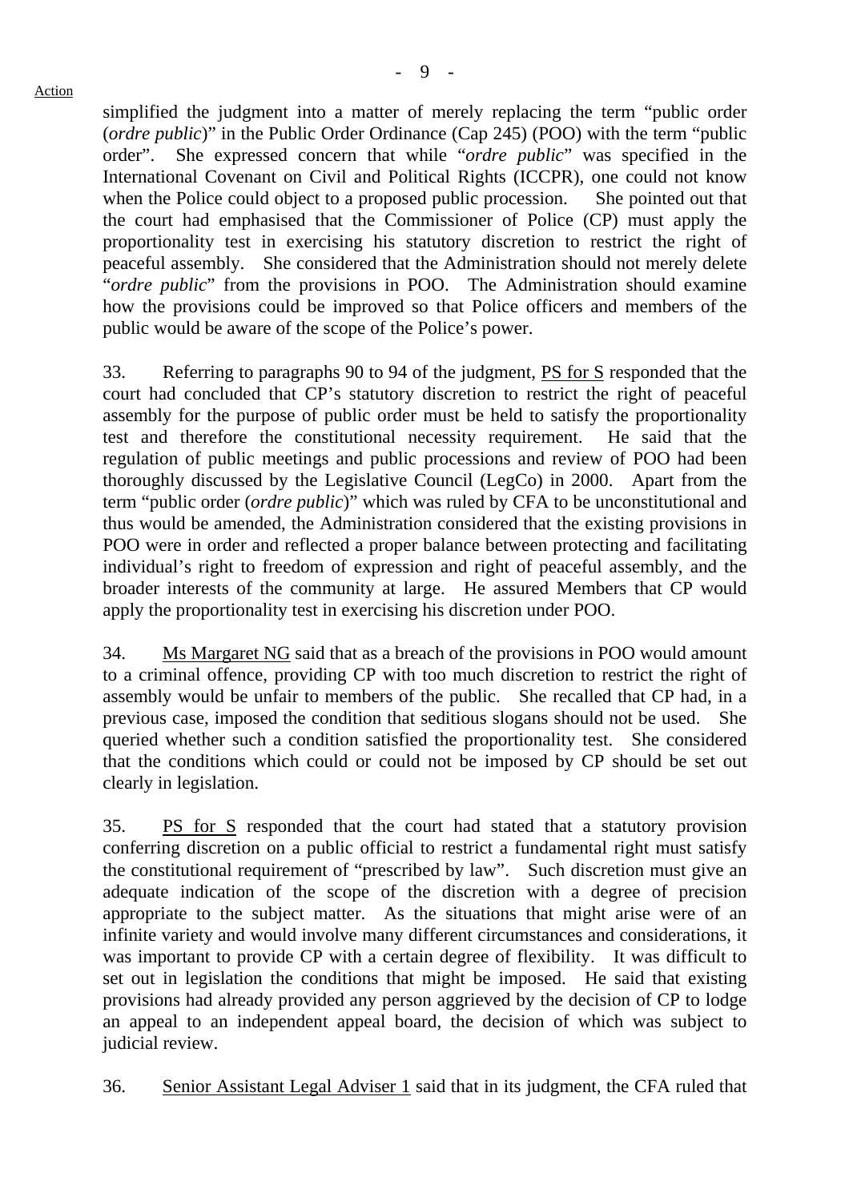simplified the judgment into a matter of merely replacing the term "public order (*ordre public*)" in the Public Order Ordinance (Cap 245) (POO) with the term "public order". She expressed concern that while "*ordre public*" was specified in the International Covenant on Civil and Political Rights (ICCPR), one could not know when the Police could object to a proposed public procession. She pointed out that the court had emphasised that the Commissioner of Police (CP) must apply the proportionality test in exercising his statutory discretion to restrict the right of peaceful assembly. She considered that the Administration should not merely delete "*ordre public*" from the provisions in POO. The Administration should examine how the provisions could be improved so that Police officers and members of the public would be aware of the scope of the Police's power.

33. Referring to paragraphs 90 to 94 of the judgment, PS for S responded that the court had concluded that CP's statutory discretion to restrict the right of peaceful assembly for the purpose of public order must be held to satisfy the proportionality test and therefore the constitutional necessity requirement. He said that the regulation of public meetings and public processions and review of POO had been thoroughly discussed by the Legislative Council (LegCo) in 2000. Apart from the term "public order (*ordre public*)" which was ruled by CFA to be unconstitutional and thus would be amended, the Administration considered that the existing provisions in POO were in order and reflected a proper balance between protecting and facilitating individual's right to freedom of expression and right of peaceful assembly, and the broader interests of the community at large. He assured Members that CP would apply the proportionality test in exercising his discretion under POO.

34. Ms Margaret NG said that as a breach of the provisions in POO would amount to a criminal offence, providing CP with too much discretion to restrict the right of assembly would be unfair to members of the public. She recalled that CP had, in a previous case, imposed the condition that seditious slogans should not be used. She queried whether such a condition satisfied the proportionality test. She considered that the conditions which could or could not be imposed by CP should be set out clearly in legislation.

35. PS for S responded that the court had stated that a statutory provision conferring discretion on a public official to restrict a fundamental right must satisfy the constitutional requirement of "prescribed by law". Such discretion must give an adequate indication of the scope of the discretion with a degree of precision appropriate to the subject matter. As the situations that might arise were of an infinite variety and would involve many different circumstances and considerations, it was important to provide CP with a certain degree of flexibility. It was difficult to set out in legislation the conditions that might be imposed. He said that existing provisions had already provided any person aggrieved by the decision of CP to lodge an appeal to an independent appeal board, the decision of which was subject to judicial review.

36. Senior Assistant Legal Adviser 1 said that in its judgment, the CFA ruled that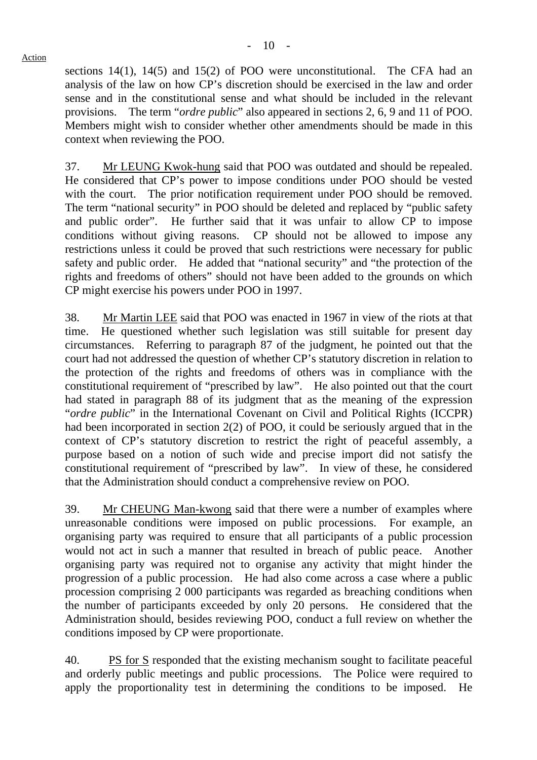sections 14(1), 14(5) and 15(2) of POO were unconstitutional. The CFA had an analysis of the law on how CP's discretion should be exercised in the law and order sense and in the constitutional sense and what should be included in the relevant provisions. The term "*ordre public*" also appeared in sections 2, 6, 9 and 11 of POO. Members might wish to consider whether other amendments should be made in this context when reviewing the POO.

37. Mr LEUNG Kwok-hung said that POO was outdated and should be repealed. He considered that CP's power to impose conditions under POO should be vested with the court. The prior notification requirement under POO should be removed. The term "national security" in POO should be deleted and replaced by "public safety and public order". He further said that it was unfair to allow CP to impose conditions without giving reasons. CP should not be allowed to impose any restrictions unless it could be proved that such restrictions were necessary for public safety and public order. He added that "national security" and "the protection of the rights and freedoms of others" should not have been added to the grounds on which CP might exercise his powers under POO in 1997.

38. Mr Martin LEE said that POO was enacted in 1967 in view of the riots at that time. He questioned whether such legislation was still suitable for present day circumstances. Referring to paragraph 87 of the judgment, he pointed out that the court had not addressed the question of whether CP's statutory discretion in relation to the protection of the rights and freedoms of others was in compliance with the constitutional requirement of "prescribed by law". He also pointed out that the court had stated in paragraph 88 of its judgment that as the meaning of the expression "*ordre public*" in the International Covenant on Civil and Political Rights (ICCPR) had been incorporated in section 2(2) of POO, it could be seriously argued that in the context of CP's statutory discretion to restrict the right of peaceful assembly, a purpose based on a notion of such wide and precise import did not satisfy the constitutional requirement of "prescribed by law". In view of these, he considered that the Administration should conduct a comprehensive review on POO.

39. Mr CHEUNG Man-kwong said that there were a number of examples where unreasonable conditions were imposed on public processions. For example, an organising party was required to ensure that all participants of a public procession would not act in such a manner that resulted in breach of public peace. Another organising party was required not to organise any activity that might hinder the progression of a public procession. He had also come across a case where a public procession comprising 2 000 participants was regarded as breaching conditions when the number of participants exceeded by only 20 persons. He considered that the Administration should, besides reviewing POO, conduct a full review on whether the conditions imposed by CP were proportionate.

40. PS for S responded that the existing mechanism sought to facilitate peaceful and orderly public meetings and public processions. The Police were required to apply the proportionality test in determining the conditions to be imposed. He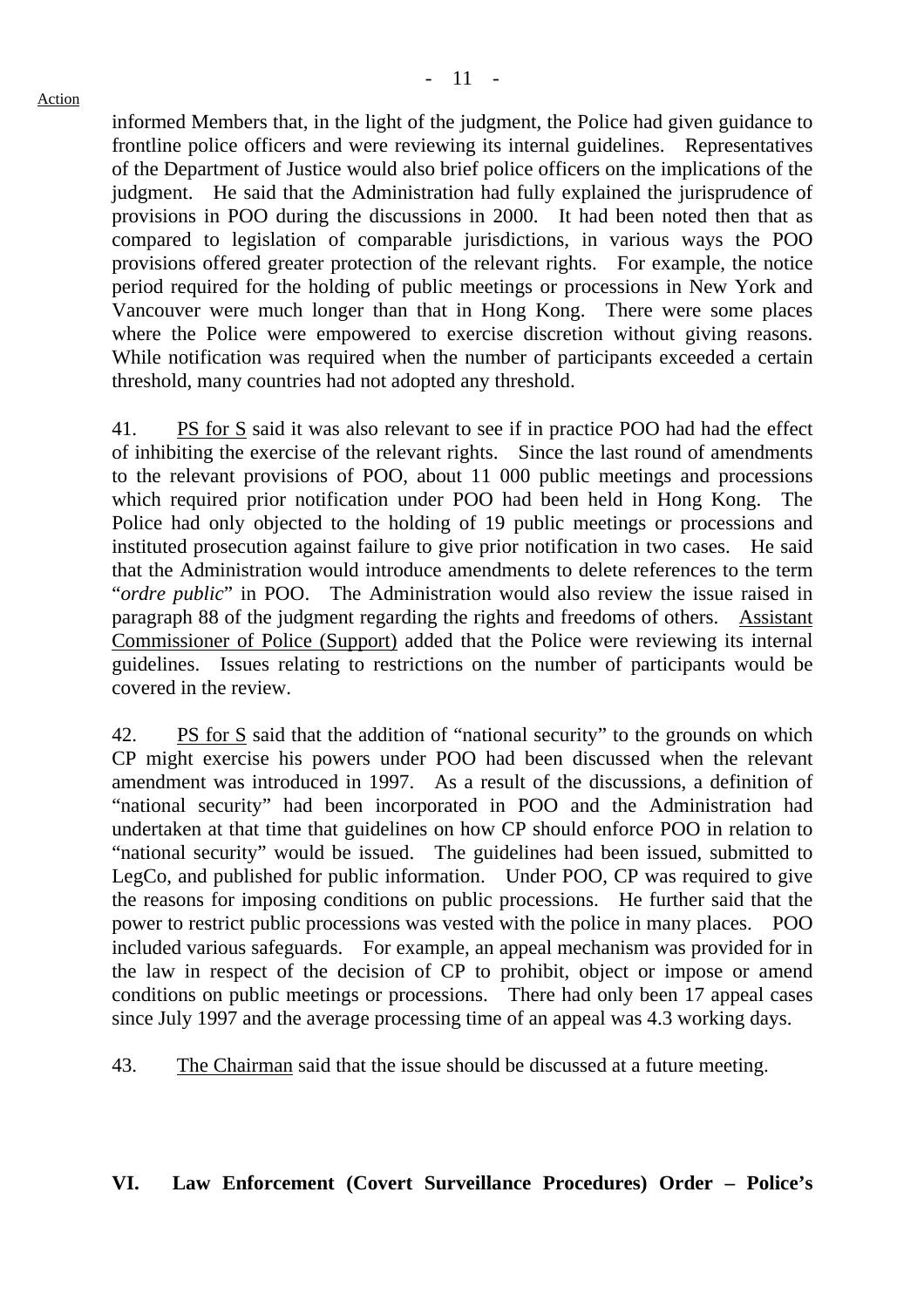informed Members that, in the light of the judgment, the Police had given guidance to frontline police officers and were reviewing its internal guidelines. Representatives of the Department of Justice would also brief police officers on the implications of the judgment. He said that the Administration had fully explained the jurisprudence of provisions in POO during the discussions in 2000. It had been noted then that as compared to legislation of comparable jurisdictions, in various ways the POO provisions offered greater protection of the relevant rights. For example, the notice period required for the holding of public meetings or processions in New York and Vancouver were much longer than that in Hong Kong. There were some places where the Police were empowered to exercise discretion without giving reasons. While notification was required when the number of participants exceeded a certain threshold, many countries had not adopted any threshold.

41. PS for S said it was also relevant to see if in practice POO had had the effect of inhibiting the exercise of the relevant rights. Since the last round of amendments to the relevant provisions of POO, about 11 000 public meetings and processions which required prior notification under POO had been held in Hong Kong. The Police had only objected to the holding of 19 public meetings or processions and instituted prosecution against failure to give prior notification in two cases. He said that the Administration would introduce amendments to delete references to the term "*ordre public*" in POO. The Administration would also review the issue raised in paragraph 88 of the judgment regarding the rights and freedoms of others. Assistant Commissioner of Police (Support) added that the Police were reviewing its internal guidelines. Issues relating to restrictions on the number of participants would be covered in the review.

42. PS for S said that the addition of "national security" to the grounds on which CP might exercise his powers under POO had been discussed when the relevant amendment was introduced in 1997. As a result of the discussions, a definition of "national security" had been incorporated in POO and the Administration had undertaken at that time that guidelines on how CP should enforce POO in relation to "national security" would be issued. The guidelines had been issued, submitted to LegCo, and published for public information. Under POO, CP was required to give the reasons for imposing conditions on public processions. He further said that the power to restrict public processions was vested with the police in many places. POO included various safeguards. For example, an appeal mechanism was provided for in the law in respect of the decision of CP to prohibit, object or impose or amend conditions on public meetings or processions. There had only been 17 appeal cases since July 1997 and the average processing time of an appeal was 4.3 working days.

43. The Chairman said that the issue should be discussed at a future meeting.

## VI. Law Enforcement (Covert Surveillance Procedures) Order – Police's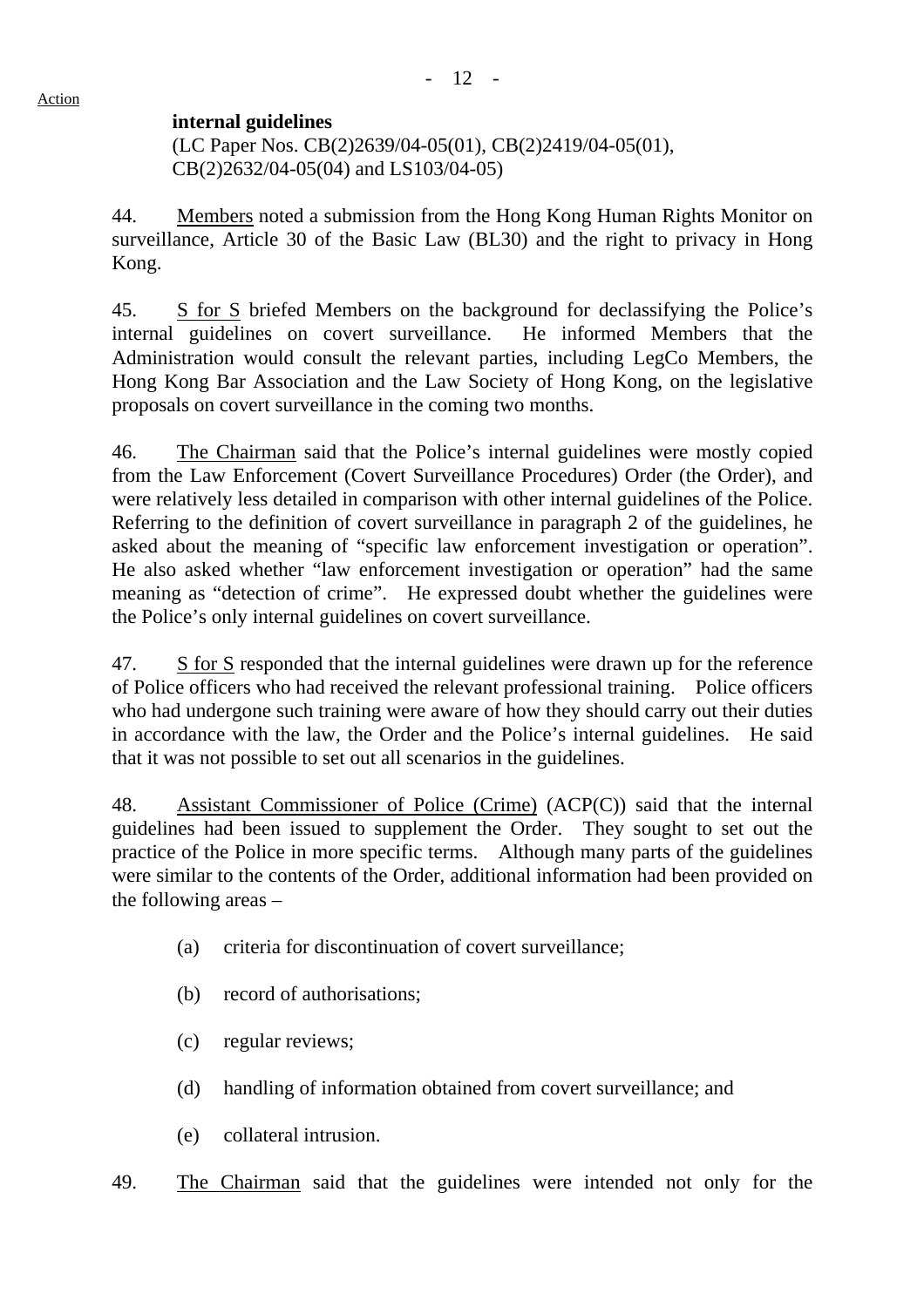**internal guidelines**
(LC Paper Nos. CB(2)2639/04-05(01), CB(2)2419/04-05(01), CB(2)2632/04-05(04) and LS103/04-05)

44. Members noted a submission from the Hong Kong Human Rights Monitor on surveillance, Article 30 of the Basic Law (BL30) and the right to privacy in Hong Kong.

45. S for S briefed Members on the background for declassifying the Police's internal guidelines on covert surveillance. He informed Members that the Administration would consult the relevant parties, including LegCo Members, the Hong Kong Bar Association and the Law Society of Hong Kong, on the legislative proposals on covert surveillance in the coming two months.

46. The Chairman said that the Police's internal guidelines were mostly copied from the Law Enforcement (Covert Surveillance Procedures) Order (the Order), and were relatively less detailed in comparison with other internal guidelines of the Police. Referring to the definition of covert surveillance in paragraph 2 of the guidelines, he asked about the meaning of "specific law enforcement investigation or operation". He also asked whether "law enforcement investigation or operation" had the same meaning as "detection of crime". He expressed doubt whether the guidelines were the Police's only internal guidelines on covert surveillance.

47. S for S responded that the internal guidelines were drawn up for the reference of Police officers who had received the relevant professional training. Police officers who had undergone such training were aware of how they should carry out their duties in accordance with the law, the Order and the Police's internal guidelines. He said that it was not possible to set out all scenarios in the guidelines.

48. Assistant Commissioner of Police (Crime) (ACP(C)) said that the internal guidelines had been issued to supplement the Order. They sought to set out the practice of the Police in more specific terms. Although many parts of the guidelines were similar to the contents of the Order, additional information had been provided on the following areas –

(a) criteria for discontinuation of covert surveillance;

(b) record of authorisations;

(c) regular reviews;

(d) handling of information obtained from covert surveillance; and

(e) collateral intrusion.

49. The Chairman said that the guidelines were intended not only for the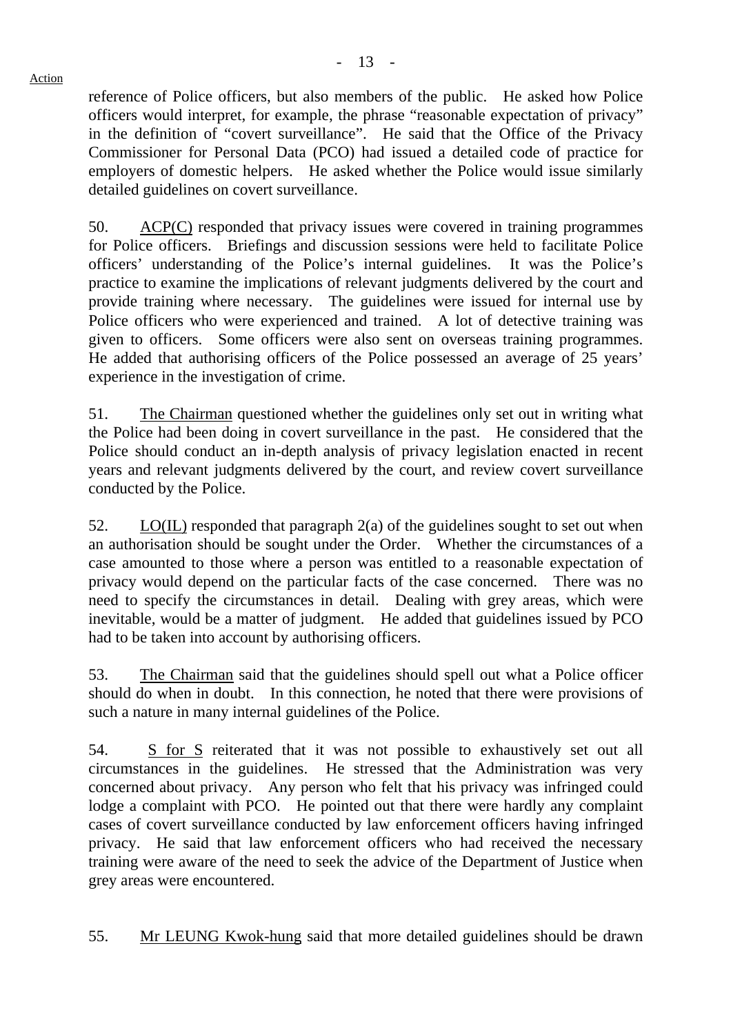reference of Police officers, but also members of the public. He asked how Police officers would interpret, for example, the phrase "reasonable expectation of privacy" in the definition of "covert surveillance". He said that the Office of the Privacy Commissioner for Personal Data (PCO) had issued a detailed code of practice for employers of domestic helpers. He asked whether the Police would issue similarly detailed guidelines on covert surveillance.

50. ACP(C) responded that privacy issues were covered in training programmes for Police officers. Briefings and discussion sessions were held to facilitate Police officers' understanding of the Police's internal guidelines. It was the Police's practice to examine the implications of relevant judgments delivered by the court and provide training where necessary. The guidelines were issued for internal use by Police officers who were experienced and trained. A lot of detective training was given to officers. Some officers were also sent on overseas training programmes. He added that authorising officers of the Police possessed an average of 25 years' experience in the investigation of crime.

51. The Chairman questioned whether the guidelines only set out in writing what the Police had been doing in covert surveillance in the past. He considered that the Police should conduct an in-depth analysis of privacy legislation enacted in recent years and relevant judgments delivered by the court, and review covert surveillance conducted by the Police.

52. LO(IL) responded that paragraph 2(a) of the guidelines sought to set out when an authorisation should be sought under the Order. Whether the circumstances of a case amounted to those where a person was entitled to a reasonable expectation of privacy would depend on the particular facts of the case concerned. There was no need to specify the circumstances in detail. Dealing with grey areas, which were inevitable, would be a matter of judgment. He added that guidelines issued by PCO had to be taken into account by authorising officers.

53. The Chairman said that the guidelines should spell out what a Police officer should do when in doubt. In this connection, he noted that there were provisions of such a nature in many internal guidelines of the Police.

54. S for S reiterated that it was not possible to exhaustively set out all circumstances in the guidelines. He stressed that the Administration was very concerned about privacy. Any person who felt that his privacy was infringed could lodge a complaint with PCO. He pointed out that there were hardly any complaint cases of covert surveillance conducted by law enforcement officers having infringed privacy. He said that law enforcement officers who had received the necessary training were aware of the need to seek the advice of the Department of Justice when grey areas were encountered.

55. Mr LEUNG Kwok-hung said that more detailed guidelines should be drawn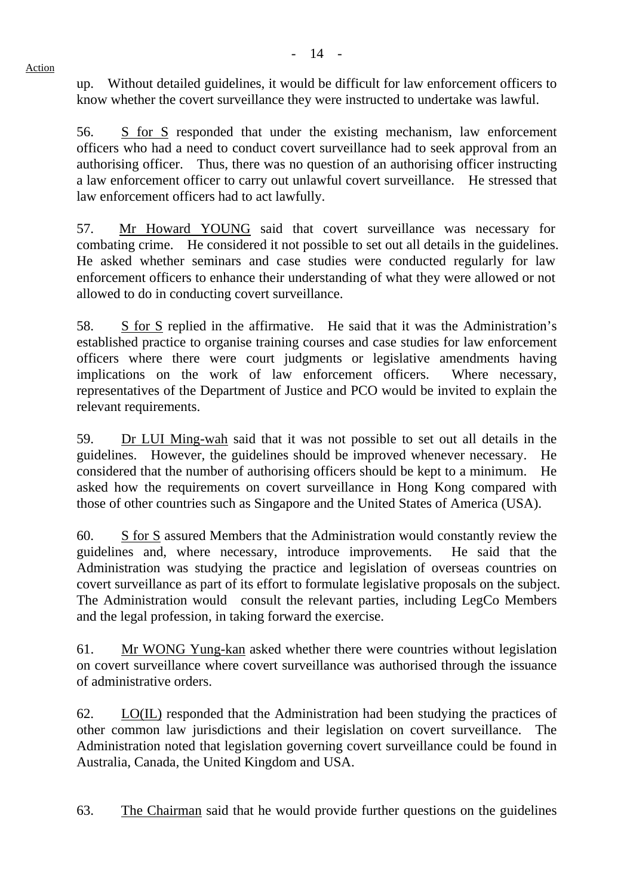up. Without detailed guidelines, it would be difficult for law enforcement officers to know whether the covert surveillance they were instructed to undertake was lawful.

56. S for S responded that under the existing mechanism, law enforcement officers who had a need to conduct covert surveillance had to seek approval from an authorising officer. Thus, there was no question of an authorising officer instructing a law enforcement officer to carry out unlawful covert surveillance. He stressed that law enforcement officers had to act lawfully.

57. Mr Howard YOUNG said that covert surveillance was necessary for combating crime. He considered it not possible to set out all details in the guidelines. He asked whether seminars and case studies were conducted regularly for law enforcement officers to enhance their understanding of what they were allowed or not allowed to do in conducting covert surveillance.

58. S for S replied in the affirmative. He said that it was the Administration's established practice to organise training courses and case studies for law enforcement officers where there were court judgments or legislative amendments having implications on the work of law enforcement officers. Where necessary, representatives of the Department of Justice and PCO would be invited to explain the relevant requirements.

59. Dr LUI Ming-wah said that it was not possible to set out all details in the guidelines. However, the guidelines should be improved whenever necessary. He considered that the number of authorising officers should be kept to a minimum. He asked how the requirements on covert surveillance in Hong Kong compared with those of other countries such as Singapore and the United States of America (USA).

60. S for S assured Members that the Administration would constantly review the guidelines and, where necessary, introduce improvements. He said that the Administration was studying the practice and legislation of overseas countries on covert surveillance as part of its effort to formulate legislative proposals on the subject. The Administration would consult the relevant parties, including LegCo Members and the legal profession, in taking forward the exercise.

61. Mr WONG Yung-kan asked whether there were countries without legislation on covert surveillance where covert surveillance was authorised through the issuance of administrative orders.

62. LO(IL) responded that the Administration had been studying the practices of other common law jurisdictions and their legislation on covert surveillance. The Administration noted that legislation governing covert surveillance could be found in Australia, Canada, the United Kingdom and USA.

63. The Chairman said that he would provide further questions on the guidelines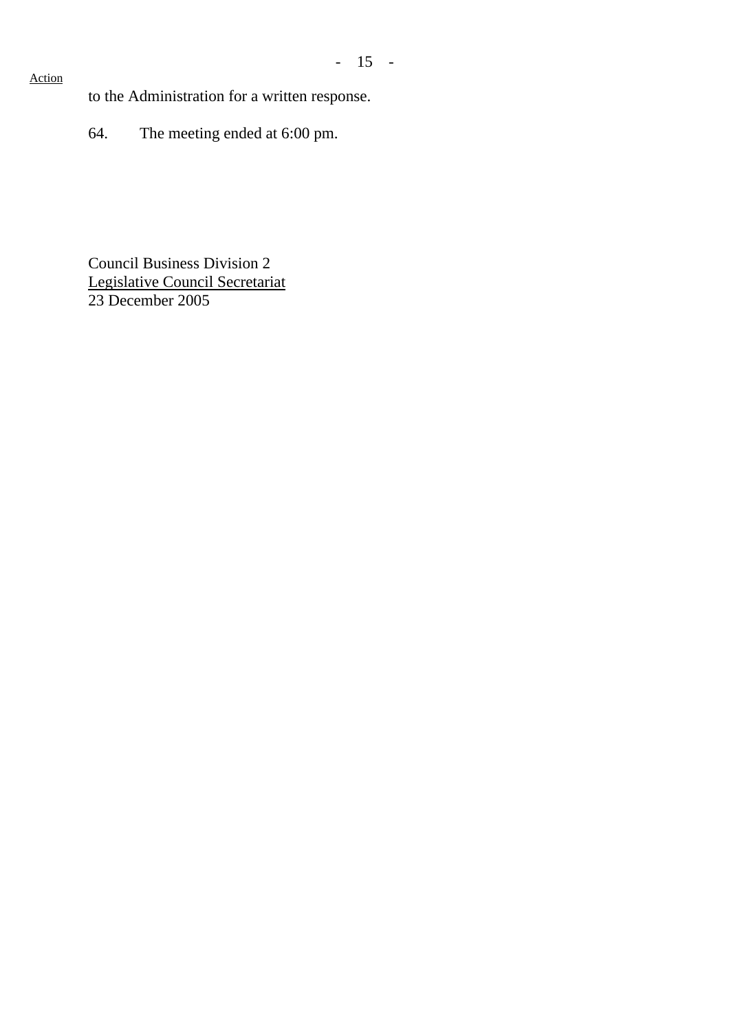Action

to the Administration for a written response.

64. The meeting ended at 6:00 pm.

Council Business Division 2
Legislative Council Secretariat
23 December 2005